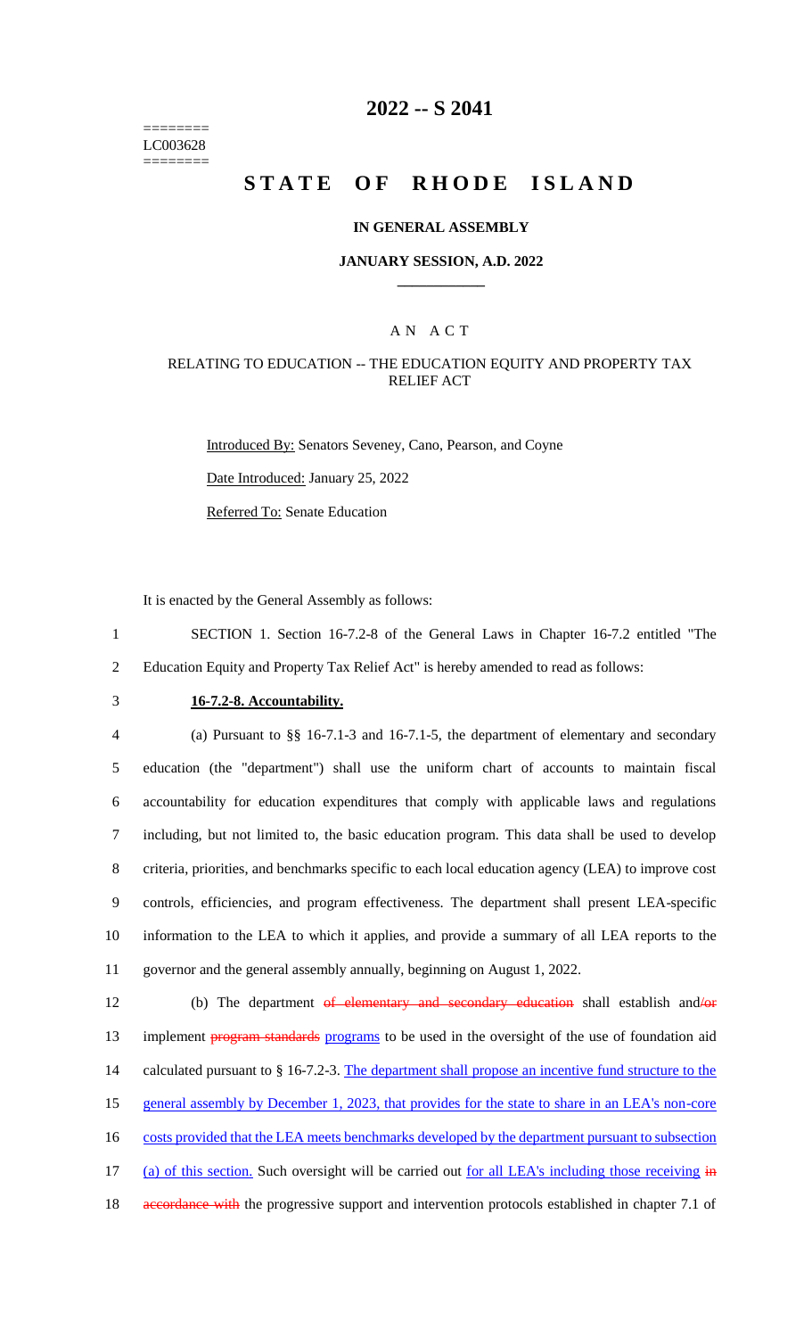========
LC003628
========

# 2022 -- S 2041

# STATE OF RHODE ISLAND

### IN GENERAL ASSEMBLY

### JANUARY SESSION, A.D. 2022

## A N A C T

### RELATING TO EDUCATION -- THE EDUCATION EQUITY AND PROPERTY TAX RELIEF ACT

Introduced By: Senators Seveney, Cano, Pearson, and Coyne

Date Introduced: January 25, 2022

Referred To: Senate Education

It is enacted by the General Assembly as follows:

1 SECTION 1. Section 16-7.2-8 of the General Laws in Chapter 16-7.2 entitled "The
2 Education Equity and Property Tax Relief Act" is hereby amended to read as follows:

3 **16-7.2-8. Accountability.**

4 (a) Pursuant to §§ 16-7.1-3 and 16-7.1-5, the department of elementary and secondary
5 education (the "department") shall use the uniform chart of accounts to maintain fiscal
6 accountability for education expenditures that comply with applicable laws and regulations
7 including, but not limited to, the basic education program. This data shall be used to develop
8 criteria, priorities, and benchmarks specific to each local education agency (LEA) to improve cost
9 controls, efficiencies, and program effectiveness. The department shall present LEA-specific
10 information to the LEA to which it applies, and provide a summary of all LEA reports to the
11 governor and the general assembly annually, beginning on August 1, 2022.

12 (b) The department ~~of elementary and secondary education~~ shall establish and~~/or~~
13 implement ~~program standards~~ <u>programs</u> to be used in the oversight of the use of foundation aid
14 calculated pursuant to § 16-7.2-3. <u>The department shall propose an incentive fund structure to the</u>
15 <u>general assembly by December 1, 2023, that provides for the state to share in an LEA's non-core</u>
16 <u>costs provided that the LEA meets benchmarks developed by the department pursuant to subsection</u>
17 <u>(a) of this section.</u> Such oversight will be carried out <u>for all LEA's including those receiving</u> ~~in~~
18 ~~accordance with~~ the progressive support and intervention protocols established in chapter 7.1 of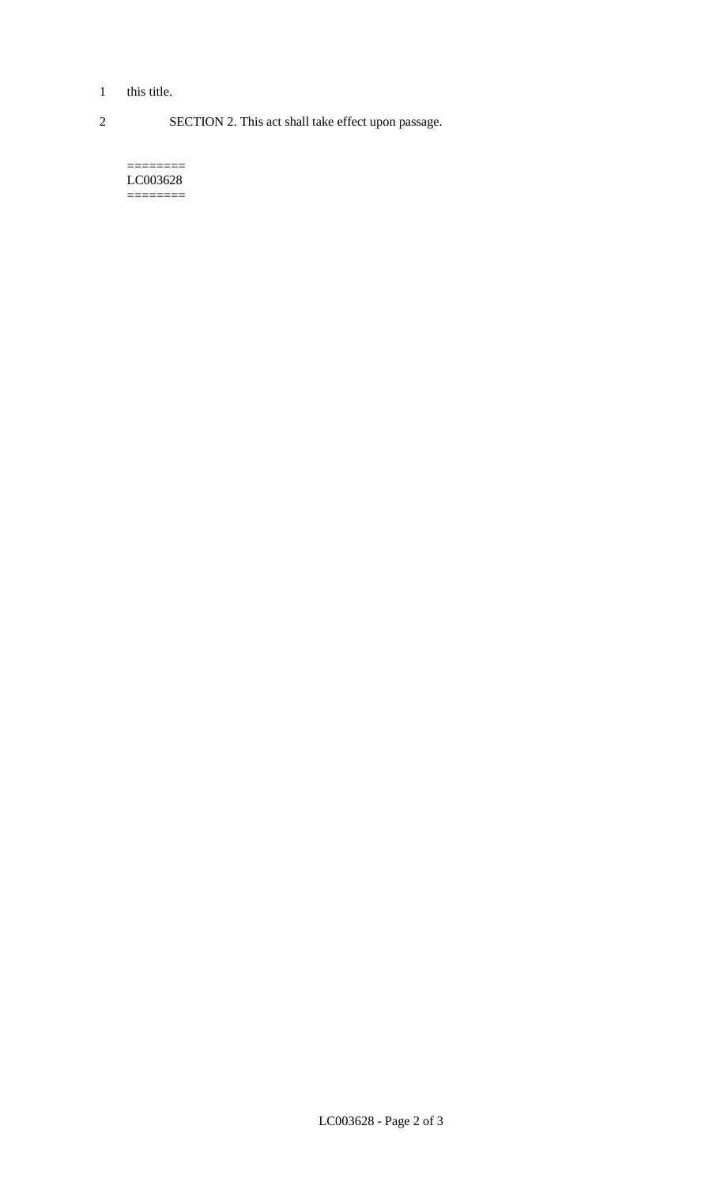this title.

SECTION 2. This act shall take effect upon passage.

========
LC003628
========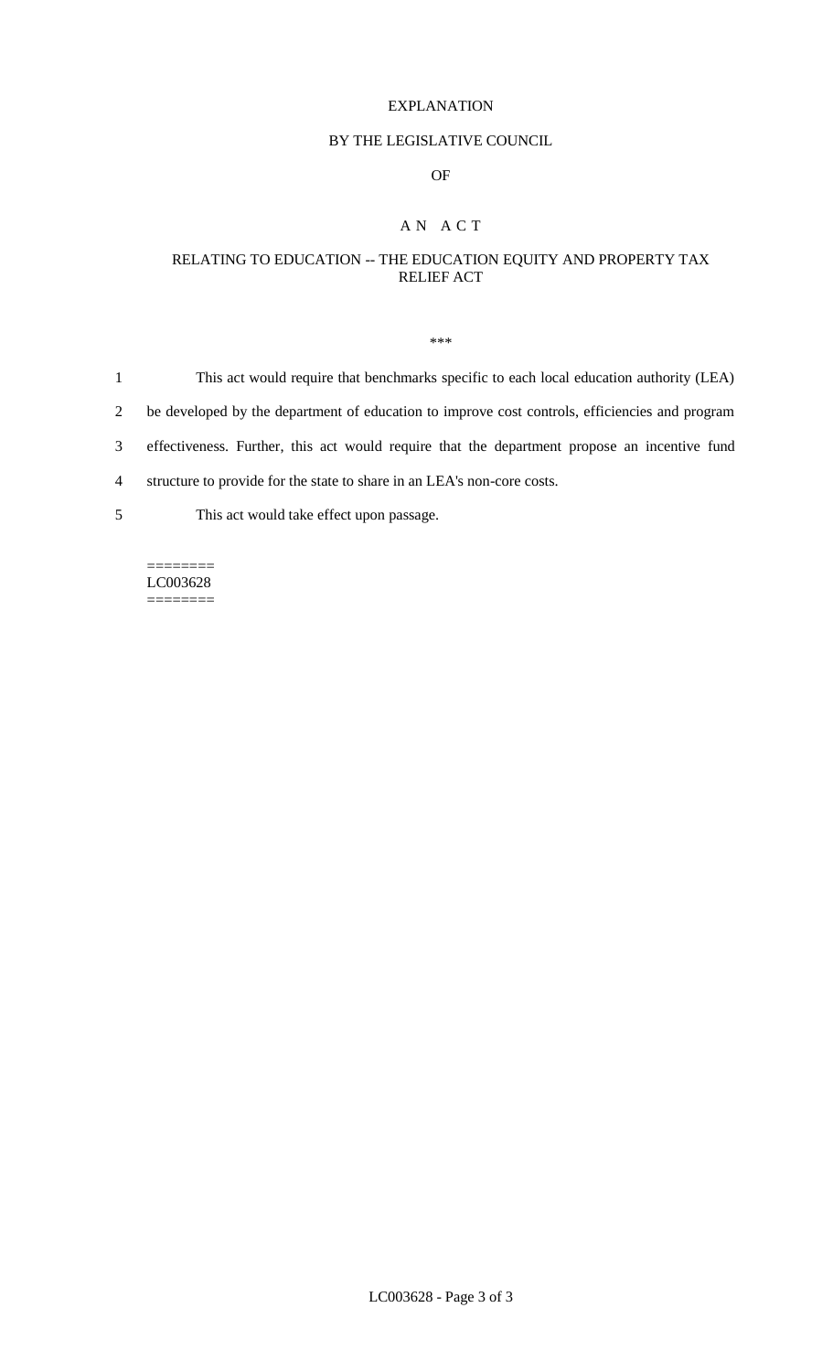EXPLANATION

BY THE LEGISLATIVE COUNCIL

OF

A N A C T

RELATING TO EDUCATION -- THE EDUCATION EQUITY AND PROPERTY TAX RELIEF ACT

\*\*\*

1 This act would require that benchmarks specific to each local education authority (LEA)
2 be developed by the department of education to improve cost controls, efficiencies and program
3 effectiveness. Further, this act would require that the department propose an incentive fund
4 structure to provide for the state to share in an LEA's non-core costs.
5 This act would take effect upon passage.

========
LC003628
========